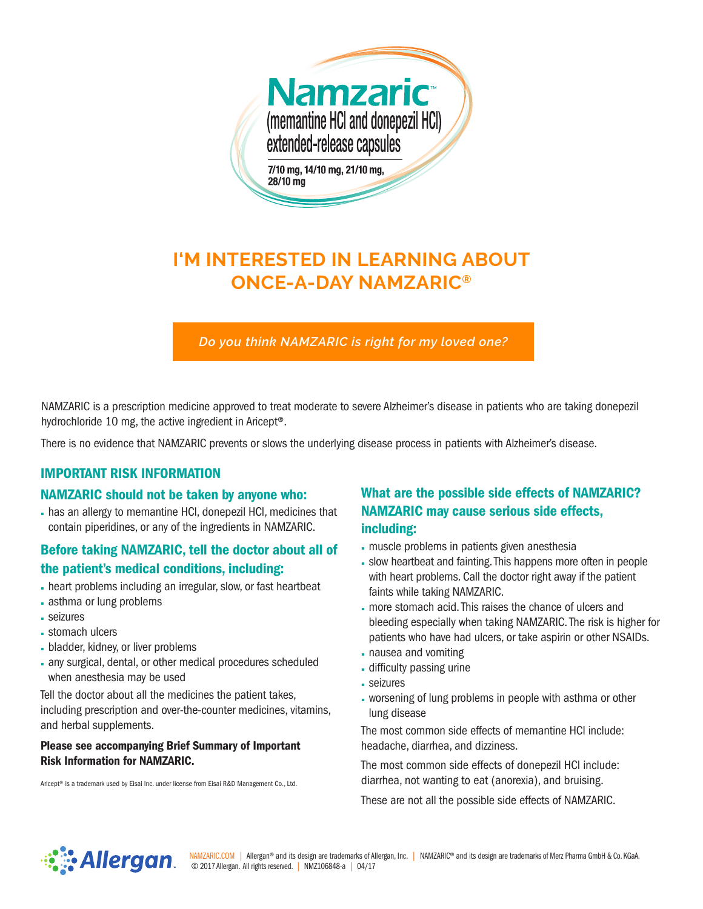# Namzaric™

(memantine HCl and donepezil HCl) extended-release capsules

7/10 mg, 14/10 mg, 21/10 mg, 28/10 mg

## I'M INTERESTED IN LEARNING ABOUT ONCE-A-DAY NAMZARIC®

*Do you think NAMZARIC is right for my loved one?*

NAMZARIC is a prescription medicine approved to treat moderate to severe Alzheimer's disease in patients who are taking donepezil hydrochloride 10 mg, the active ingredient in Aricept®.

There is no evidence that NAMZARIC prevents or slows the underlying disease process in patients with Alzheimer's disease.

## IMPORTANT RISK INFORMATION

### NAMZARIC should not be taken by anyone who:

- has an allergy to memantine HCl, donepezil HCl, medicines that contain piperidines, or any of the ingredients in NAMZARIC.

### Before taking NAMZARIC, tell the doctor about all of the patient's medical conditions, including:

- heart problems including an irregular, slow, or fast heartbeat
- asthma or lung problems
- seizures
- stomach ulcers
- bladder, kidney, or liver problems
- any surgical, dental, or other medical procedures scheduled when anesthesia may be used

Tell the doctor about all the medicines the patient takes, including prescription and over-the-counter medicines, vitamins, and herbal supplements.

**Please see accompanying Brief Summary of Important Risk Information for NAMZARIC.**

Aricept® is a trademark used by Eisai Inc. under license from Eisai R&D Management Co., Ltd.

### What are the possible side effects of NAMZARIC? NAMZARIC may cause serious side effects, including:

- muscle problems in patients given anesthesia
- slow heartbeat and fainting. This happens more often in people with heart problems. Call the doctor right away if the patient faints while taking NAMZARIC.
- more stomach acid. This raises the chance of ulcers and bleeding especially when taking NAMZARIC. The risk is higher for patients who have had ulcers, or take aspirin or other NSAIDs.
- nausea and vomiting
- difficulty passing urine
- seizures
- worsening of lung problems in people with asthma or other lung disease

The most common side effects of memantine HCl include: headache, diarrhea, and dizziness.

The most common side effects of donepezil HCl include: diarrhea, not wanting to eat (anorexia), and bruising.

These are not all the possible side effects of NAMZARIC.

Allergan

NAMZARIC.COM | Allergan® and its design are trademarks of Allergan, Inc. | NAMZARIC® and its design are trademarks of Merz Pharma GmbH & Co. KGaA. © 2017 Allergan. All rights reserved. | NMZ106848-a | 04/17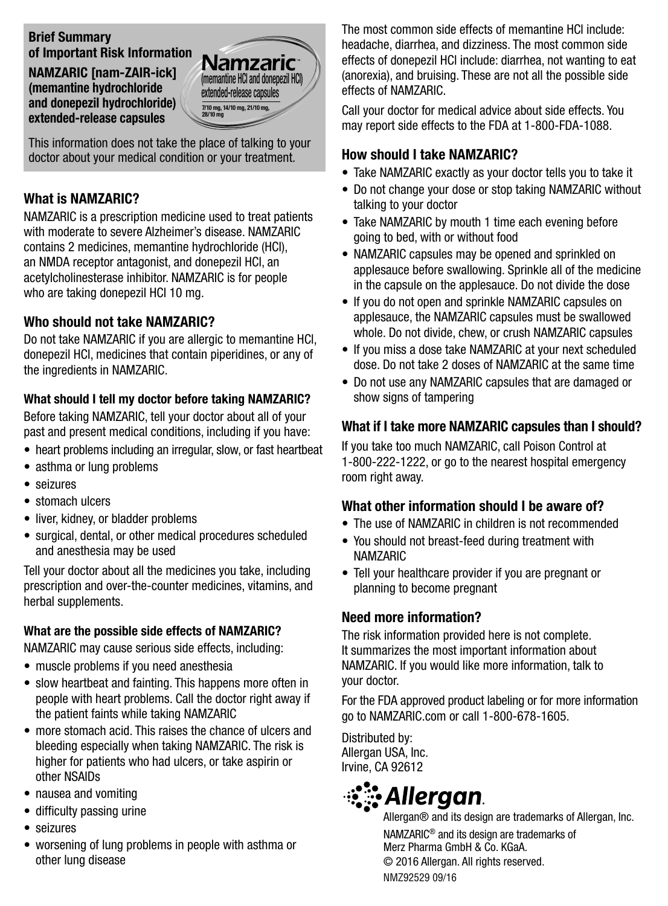**Brief Summary of Important Risk Information**

**NAMZARIC [nam-ZAIR-ick] (memantine hydrochloride and donepezil hydrochloride) extended-release capsules**

Namzaric™ (memantine HCl and donepezil HCl) extended-release capsules 7/10 mg, 14/10 mg, 21/10 mg, 28/10 mg

This information does not take the place of talking to your doctor about your medical condition or your treatment.

## What is NAMZARIC?

NAMZARIC is a prescription medicine used to treat patients with moderate to severe Alzheimer's disease. NAMZARIC contains 2 medicines, memantine hydrochloride (HCl), an NMDA receptor antagonist, and donepezil HCl, an acetylcholinesterase inhibitor. NAMZARIC is for people who are taking donepezil HCl 10 mg.

## Who should not take NAMZARIC?

Do not take NAMZARIC if you are allergic to memantine HCl, donepezil HCl, medicines that contain piperidines, or any of the ingredients in NAMZARIC.

### What should I tell my doctor before taking NAMZARIC?

Before taking NAMZARIC, tell your doctor about all of your past and present medical conditions, including if you have:

- heart problems including an irregular, slow, or fast heartbeat
- asthma or lung problems
- seizures
- stomach ulcers
- liver, kidney, or bladder problems
- surgical, dental, or other medical procedures scheduled and anesthesia may be used

Tell your doctor about all the medicines you take, including prescription and over-the-counter medicines, vitamins, and herbal supplements.

### What are the possible side effects of NAMZARIC?

NAMZARIC may cause serious side effects, including:

- muscle problems if you need anesthesia
- slow heartbeat and fainting. This happens more often in people with heart problems. Call the doctor right away if the patient faints while taking NAMZARIC
- more stomach acid. This raises the chance of ulcers and bleeding especially when taking NAMZARIC. The risk is higher for patients who had ulcers, or take aspirin or other NSAIDs
- nausea and vomiting
- difficulty passing urine
- seizures
- worsening of lung problems in people with asthma or other lung disease

The most common side effects of memantine HCl include: headache, diarrhea, and dizziness. The most common side effects of donepezil HCl include: diarrhea, not wanting to eat (anorexia), and bruising. These are not all the possible side effects of NAMZARIC.

Call your doctor for medical advice about side effects. You may report side effects to the FDA at 1-800-FDA-1088.

## How should I take NAMZARIC?

- Take NAMZARIC exactly as your doctor tells you to take it
- Do not change your dose or stop taking NAMZARIC without talking to your doctor
- Take NAMZARIC by mouth 1 time each evening before going to bed, with or without food
- NAMZARIC capsules may be opened and sprinkled on applesauce before swallowing. Sprinkle all of the medicine in the capsule on the applesauce. Do not divide the dose
- If you do not open and sprinkle NAMZARIC capsules on applesauce, the NAMZARIC capsules must be swallowed whole. Do not divide, chew, or crush NAMZARIC capsules
- If you miss a dose take NAMZARIC at your next scheduled dose. Do not take 2 doses of NAMZARIC at the same time
- Do not use any NAMZARIC capsules that are damaged or show signs of tampering

## What if I take more NAMZARIC capsules than I should?

If you take too much NAMZARIC, call Poison Control at 1-800-222-1222, or go to the nearest hospital emergency room right away.

## What other information should I be aware of?

- The use of NAMZARIC in children is not recommended
- You should not breast-feed during treatment with NAMZARIC
- Tell your healthcare provider if you are pregnant or planning to become pregnant

## Need more information?

The risk information provided here is not complete. It summarizes the most important information about NAMZARIC. If you would like more information, talk to your doctor.

For the FDA approved product labeling or for more information go to NAMZARIC.com or call 1-800-678-1605.

Distributed by:
Allergan USA, Inc.
Irvine, CA 92612

Allergan.

Allergan® and its design are trademarks of Allergan, Inc.

NAMZARIC® and its design are trademarks of Merz Pharma GmbH & Co. KGaA.

© 2016 Allergan. All rights reserved.

NMZ92529 09/16